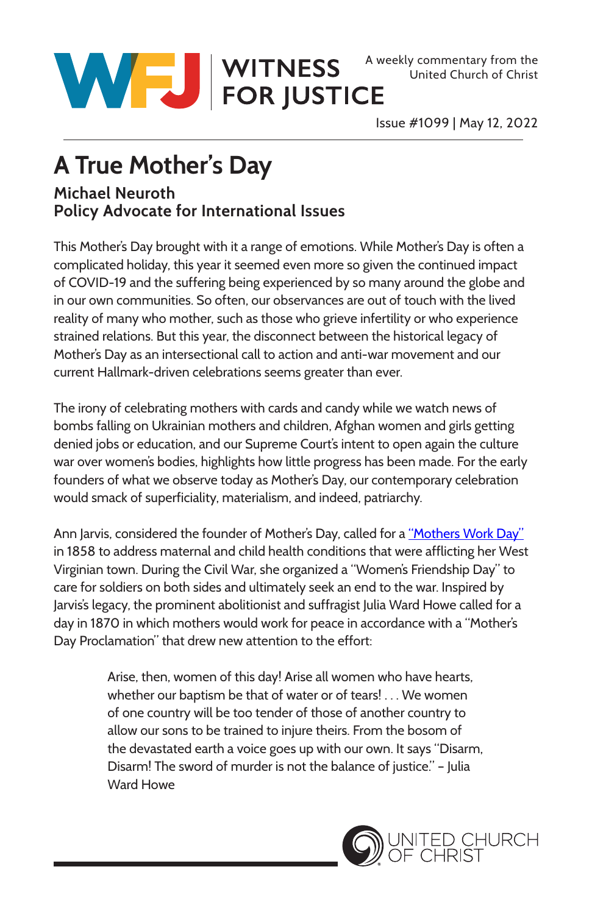# WITNESS FOR JUSTICE

A weekly commentary from the United Church of Christ

Issue #1099 | May 12, 2022

## A True Mother's Day

**Michael Neuroth**
**Policy Advocate for International Issues**

This Mother's Day brought with it a range of emotions. While Mother's Day is often a complicated holiday, this year it seemed even more so given the continued impact of COVID-19 and the suffering being experienced by so many around the globe and in our own communities. So often, our observances are out of touch with the lived reality of many who mother, such as those who grieve infertility or who experience strained relations. But this year, the disconnect between the historical legacy of Mother's Day as an intersectional call to action and anti-war movement and our current Hallmark-driven celebrations seems greater than ever.

The irony of celebrating mothers with cards and candy while we watch news of bombs falling on Ukrainian mothers and children, Afghan women and girls getting denied jobs or education, and our Supreme Court's intent to open again the culture war over women's bodies, highlights how little progress has been made. For the early founders of what we observe today as Mother's Day, our contemporary celebration would smack of superficiality, materialism, and indeed, patriarchy.

Ann Jarvis, considered the founder of Mother's Day, called for a "Mothers Work Day" in 1858 to address maternal and child health conditions that were afflicting her West Virginian town. During the Civil War, she organized a "Women's Friendship Day" to care for soldiers on both sides and ultimately seek an end to the war. Inspired by Jarvis's legacy, the prominent abolitionist and suffragist Julia Ward Howe called for a day in 1870 in which mothers would work for peace in accordance with a "Mother's Day Proclamation" that drew new attention to the effort:

> Arise, then, women of this day! Arise all women who have hearts, whether our baptism be that of water or of tears! . . . We women of one country will be too tender of those of another country to allow our sons to be trained to injure theirs. From the bosom of the devastated earth a voice goes up with our own. It says "Disarm, Disarm! The sword of murder is not the balance of justice." – Julia Ward Howe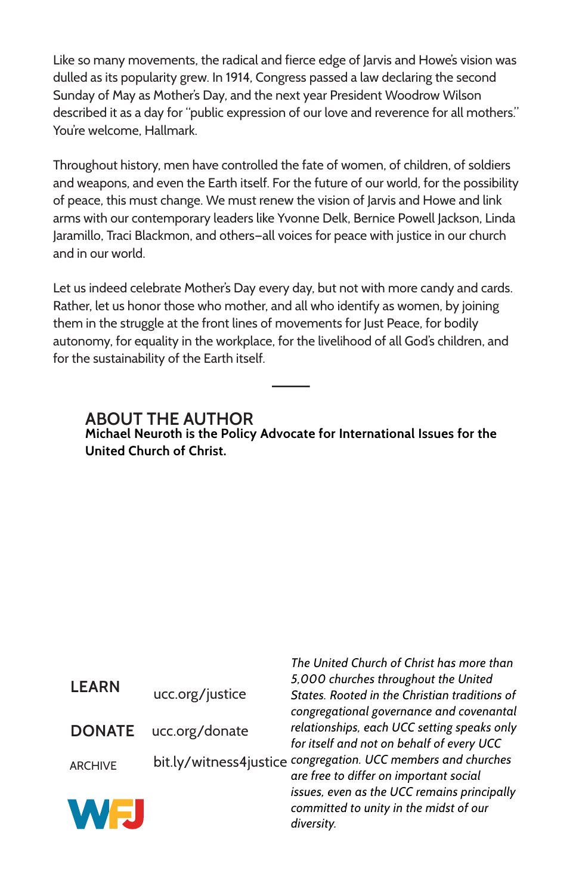Like so many movements, the radical and fierce edge of Jarvis and Howe's vision was dulled as its popularity grew. In 1914, Congress passed a law declaring the second Sunday of May as Mother's Day, and the next year President Woodrow Wilson described it as a day for "public expression of our love and reverence for all mothers." You're welcome, Hallmark.

Throughout history, men have controlled the fate of women, of children, of soldiers and weapons, and even the Earth itself. For the future of our world, for the possibility of peace, this must change. We must renew the vision of Jarvis and Howe and link arms with our contemporary leaders like Yvonne Delk, Bernice Powell Jackson, Linda Jaramillo, Traci Blackmon, and others–all voices for peace with justice in our church and in our world.

Let us indeed celebrate Mother's Day every day, but not with more candy and cards. Rather, let us honor those who mother, and all who identify as women, by joining them in the struggle at the front lines of movements for Just Peace, for bodily autonomy, for equality in the workplace, for the livelihood of all God's children, and for the sustainability of the Earth itself.

---

## ABOUT THE AUTHOR

**Michael Neuroth is the Policy Advocate for International Issues for the United Church of Christ.**

**LEARN** ucc.org/justice

**DONATE** ucc.org/donate

ARCHIVE bit.ly/witness4justice

WFJ

*The United Church of Christ has more than 5,000 churches throughout the United States. Rooted in the Christian traditions of congregational governance and covenantal relationships, each UCC setting speaks only for itself and not on behalf of every UCC congregation. UCC members and churches are free to differ on important social issues, even as the UCC remains principally committed to unity in the midst of our diversity.*